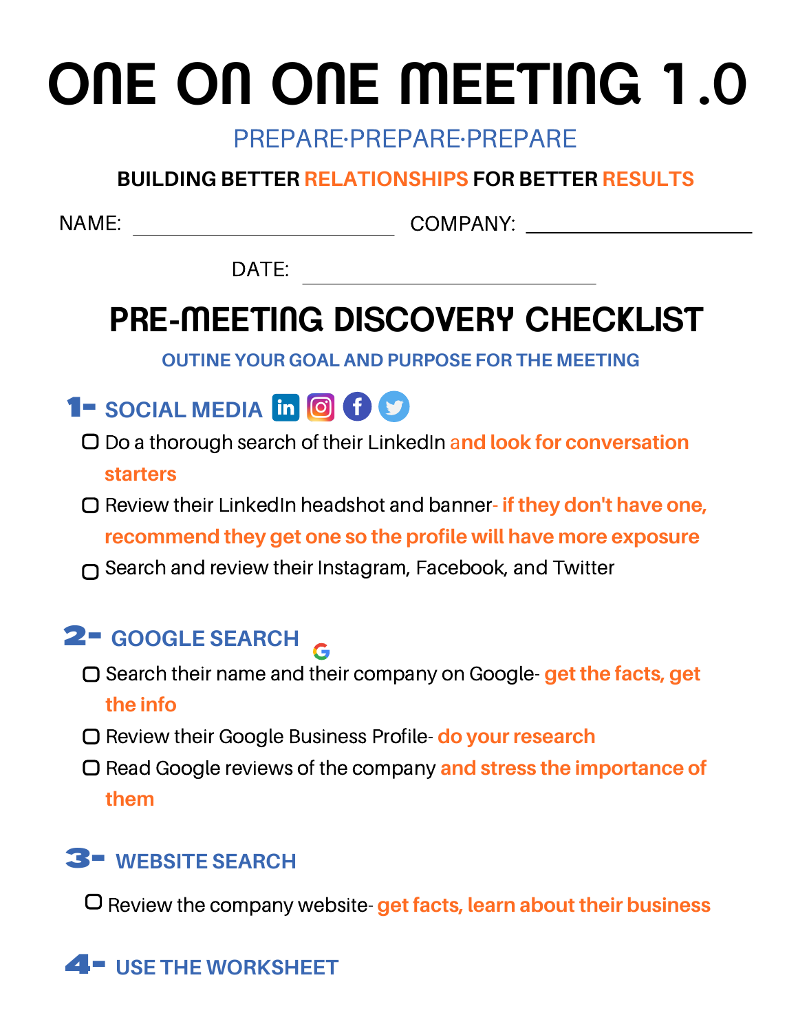# ONE ON ONE MEETING 1.0

PREPARE·PREPARE·PREPARE

**BUILDING BETTER RELATIONSHIPS FOR BETTER RESULTS**

NAME: ____________________ COMPANY: ____________________

DATE: ____________________

## PRE-MEETING DISCOVERY CHECKLIST

**OUTINE YOUR GOAL AND PURPOSE FOR THE MEETING**

### 1- SOCIAL MEDIA

- [ ] Do a thorough search of their LinkedIn **and look for conversation starters**
- [ ] Review their LinkedIn headshot and banner- **if they don't have one, recommend they get one so the profile will have more exposure**
- [ ] Search and review their Instagram, Facebook, and Twitter

### 2- GOOGLE SEARCH

- [ ] Search their name and their company on Google- **get the facts, get the info**
- [ ] Review their Google Business Profile- **do your research**
- [ ] Read Google reviews of the company **and stress the importance of them**

### 3- WEBSITE SEARCH

- [ ] Review the company website- **get facts, learn about their business**

### 4- USE THE WORKSHEET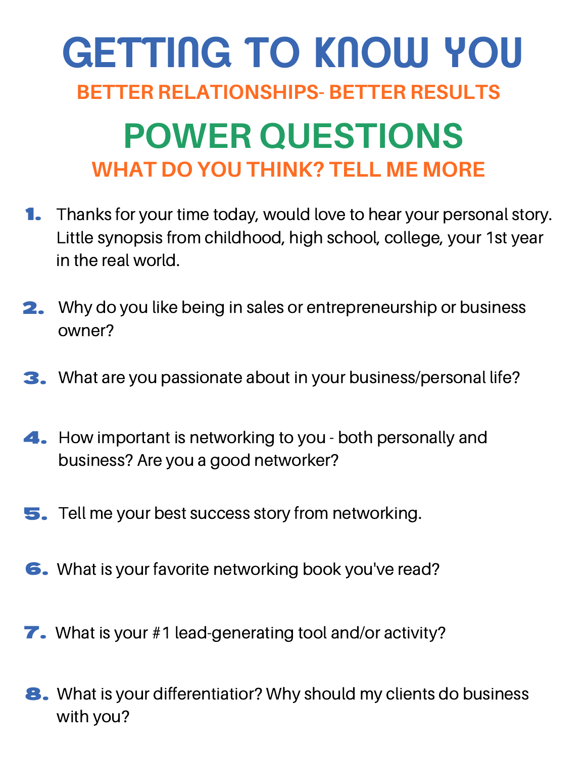# GETTING TO KNOW YOU

## BETTER RELATIONSHIPS- BETTER RESULTS

# POWER QUESTIONS

## WHAT DO YOU THINK? TELL ME MORE

1. Thanks for your time today, would love to hear your personal story. Little synopsis from childhood, high school, college, your 1st year in the real world.

2. Why do you like being in sales or entrepreneurship or business owner?

3. What are you passionate about in your business/personal life?

4. How important is networking to you - both personally and business? Are you a good networker?

5. Tell me your best success story from networking.

6. What is your favorite networking book you've read?

7. What is your #1 lead-generating tool and/or activity?

8. What is your differentiatior? Why should my clients do business with you?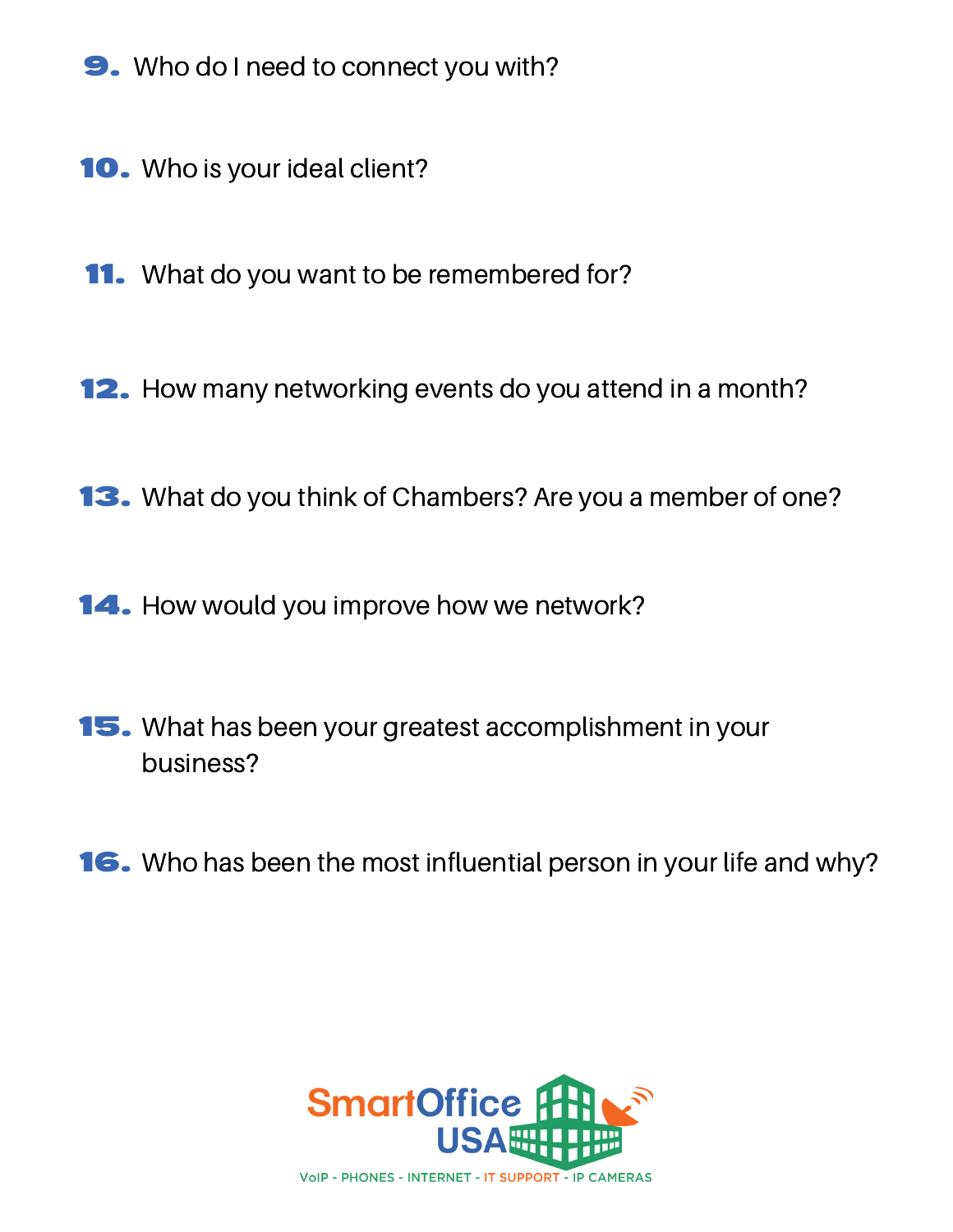9. Who do I need to connect you with?

10. Who is your ideal client?

11. What do you want to be remembered for?

12. How many networking events do you attend in a month?

13. What do you think of Chambers? Are you a member of one?

14. How would you improve how we network?

15. What has been your greatest accomplishment in your business?

16. Who has been the most influential person in your life and why?

SmartOffice USA

VoIP - PHONES - INTERNET - IT SUPPORT - IP CAMERAS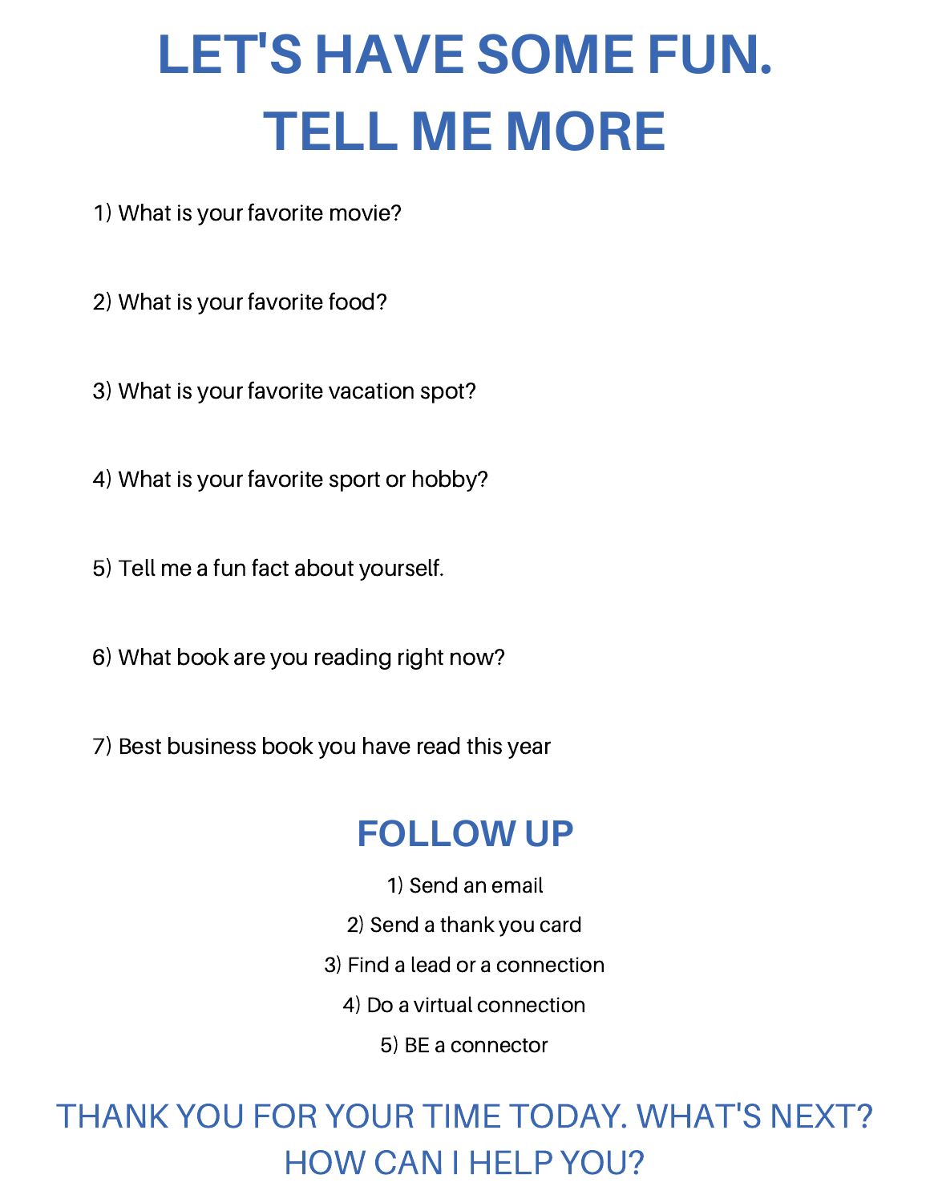# LET'S HAVE SOME FUN. TELL ME MORE

1) What is your favorite movie?

2) What is your favorite food?

3) What is your favorite vacation spot?

4) What is your favorite sport or hobby?

5) Tell me a fun fact about yourself.

6) What book are you reading right now?

7) Best business book you have read this year

## FOLLOW UP

1) Send an email
2) Send a thank you card
3) Find a lead or a connection
4) Do a virtual connection
5) BE a connector

## THANK YOU FOR YOUR TIME TODAY. WHAT'S NEXT? HOW CAN I HELP YOU?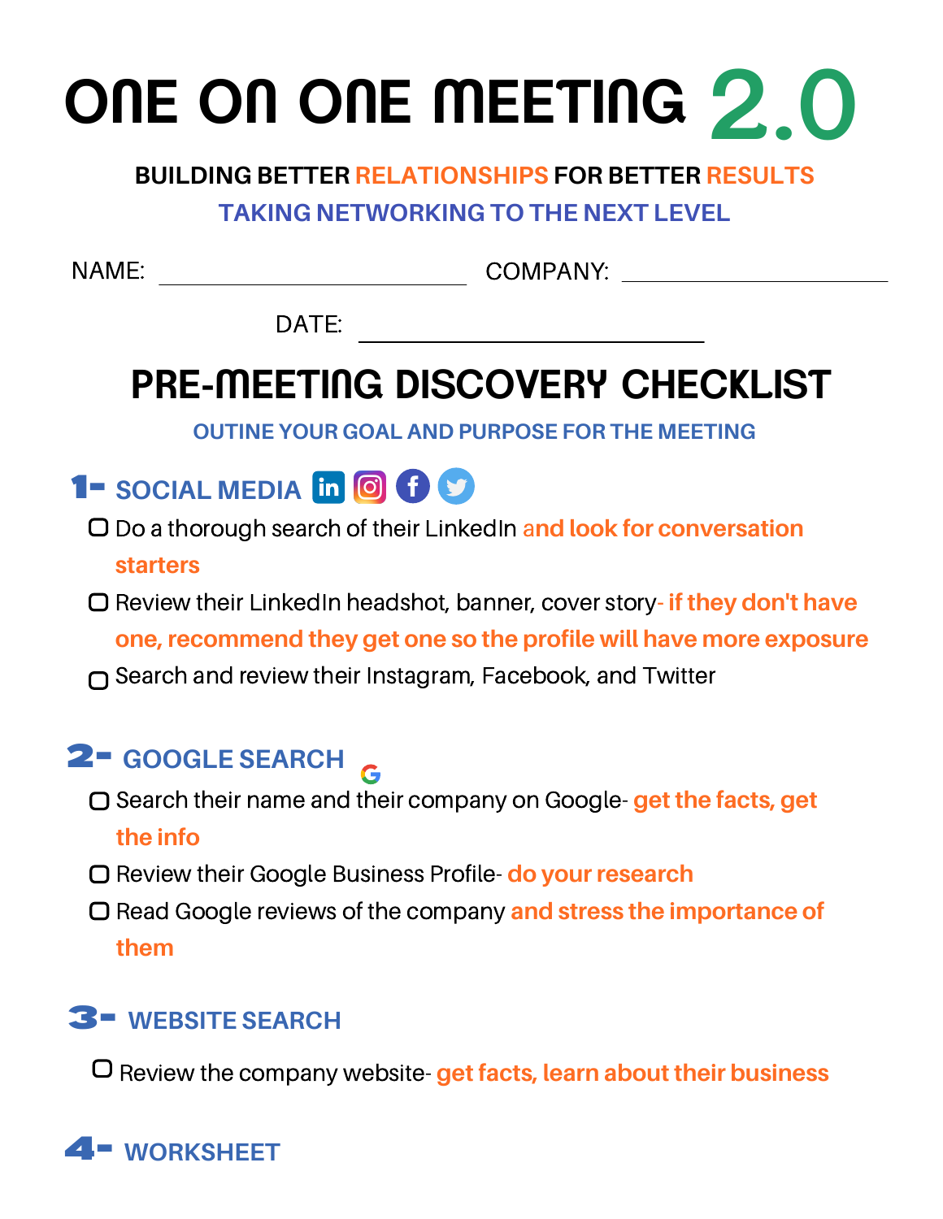# ONE ON ONE MEETING 2.0

**BUILDING BETTER RELATIONSHIPS FOR BETTER RESULTS**

**TAKING NETWORKING TO THE NEXT LEVEL**

NAME: ______________________ COMPANY: ______________________

DATE: ______________________

## PRE-MEETING DISCOVERY CHECKLIST

**OUTINE YOUR GOAL AND PURPOSE FOR THE MEETING**

### 1- SOCIAL MEDIA

- [ ] Do a thorough search of their LinkedIn **and look for conversation starters**
- [ ] Review their LinkedIn headshot, banner, cover story**- if they don't have one, recommend they get one so the profile will have more exposure**
- [ ] Search and review their Instagram, Facebook, and Twitter

### 2- GOOGLE SEARCH

- [ ] Search their name and their company on Google- **get the facts, get the info**
- [ ] Review their Google Business Profile- **do your research**
- [ ] Read Google reviews of the company **and stress the importance of them**

### 3- WEBSITE SEARCH

- [ ] Review the company website- **get facts, learn about their business**

### 4- WORKSHEET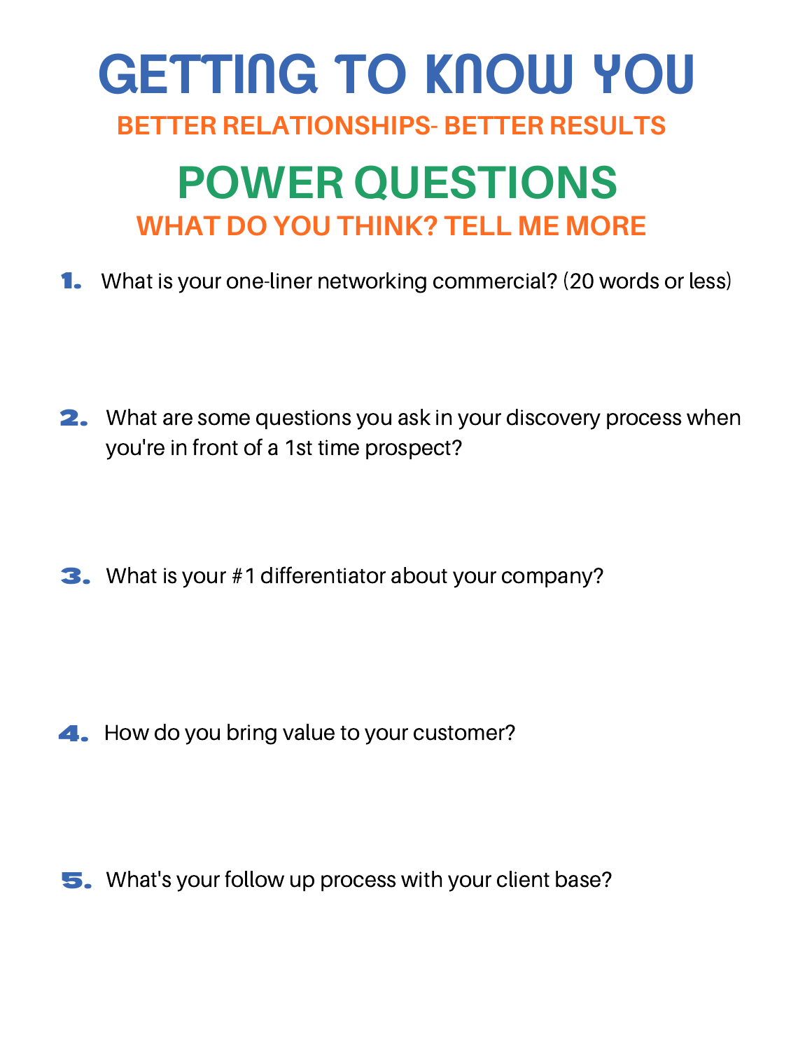# GETTING TO KNOW YOU

### BETTER RELATIONSHIPS- BETTER RESULTS

## POWER QUESTIONS

### WHAT DO YOU THINK? TELL ME MORE

1. What is your one-liner networking commercial? (20 words or less)

2. What are some questions you ask in your discovery process when you're in front of a 1st time prospect?

3. What is your #1 differentiator about your company?

4. How do you bring value to your customer?

5. What's your follow up process with your client base?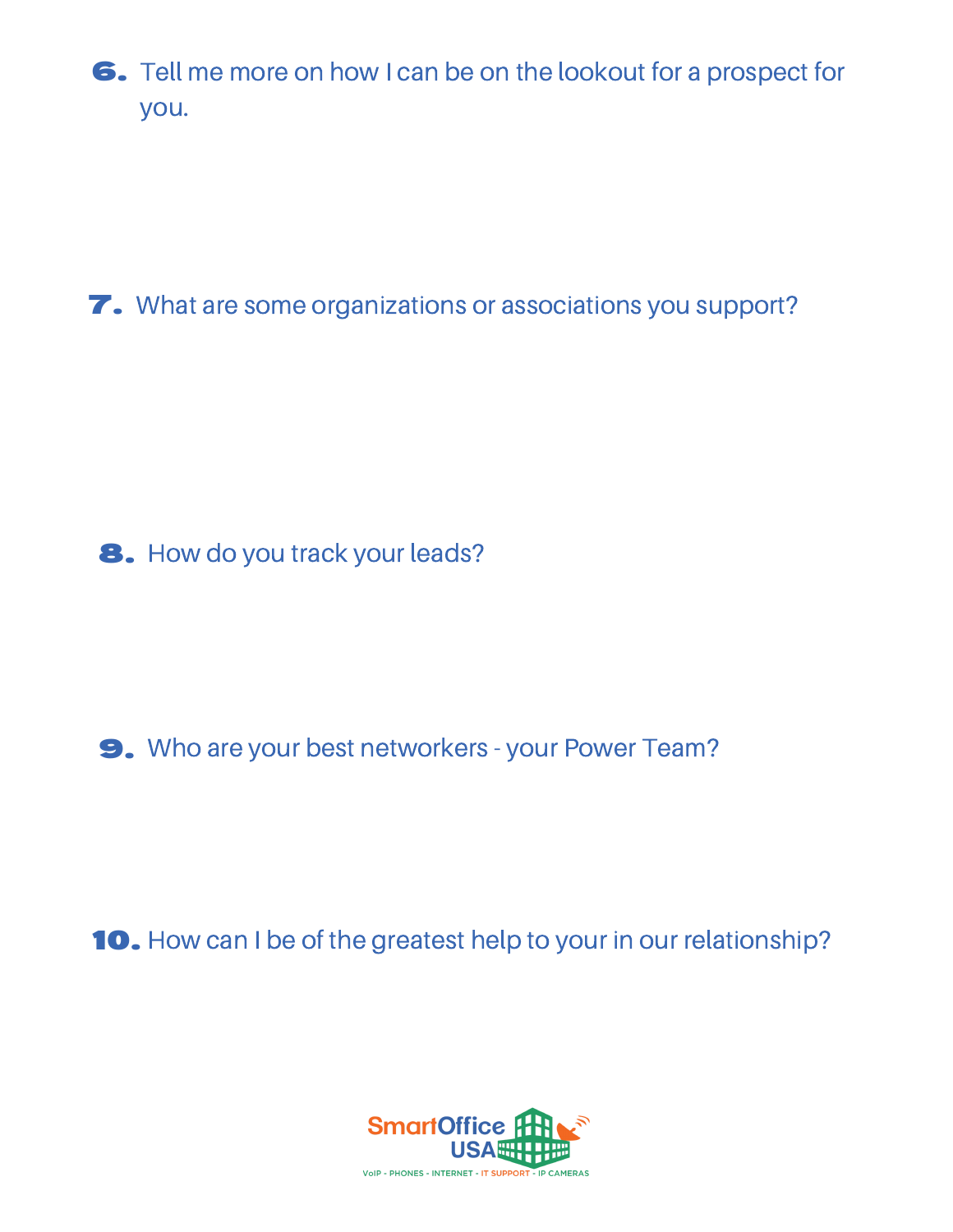6. Tell me more on how I can be on the lookout for a prospect for you.

7. What are some organizations or associations you support?

8. How do you track your leads?

9. Who are your best networkers - your Power Team?

10. How can I be of the greatest help to your in our relationship?

SmartOffice USA

VoIP - PHONES - INTERNET - IT SUPPORT - IP CAMERAS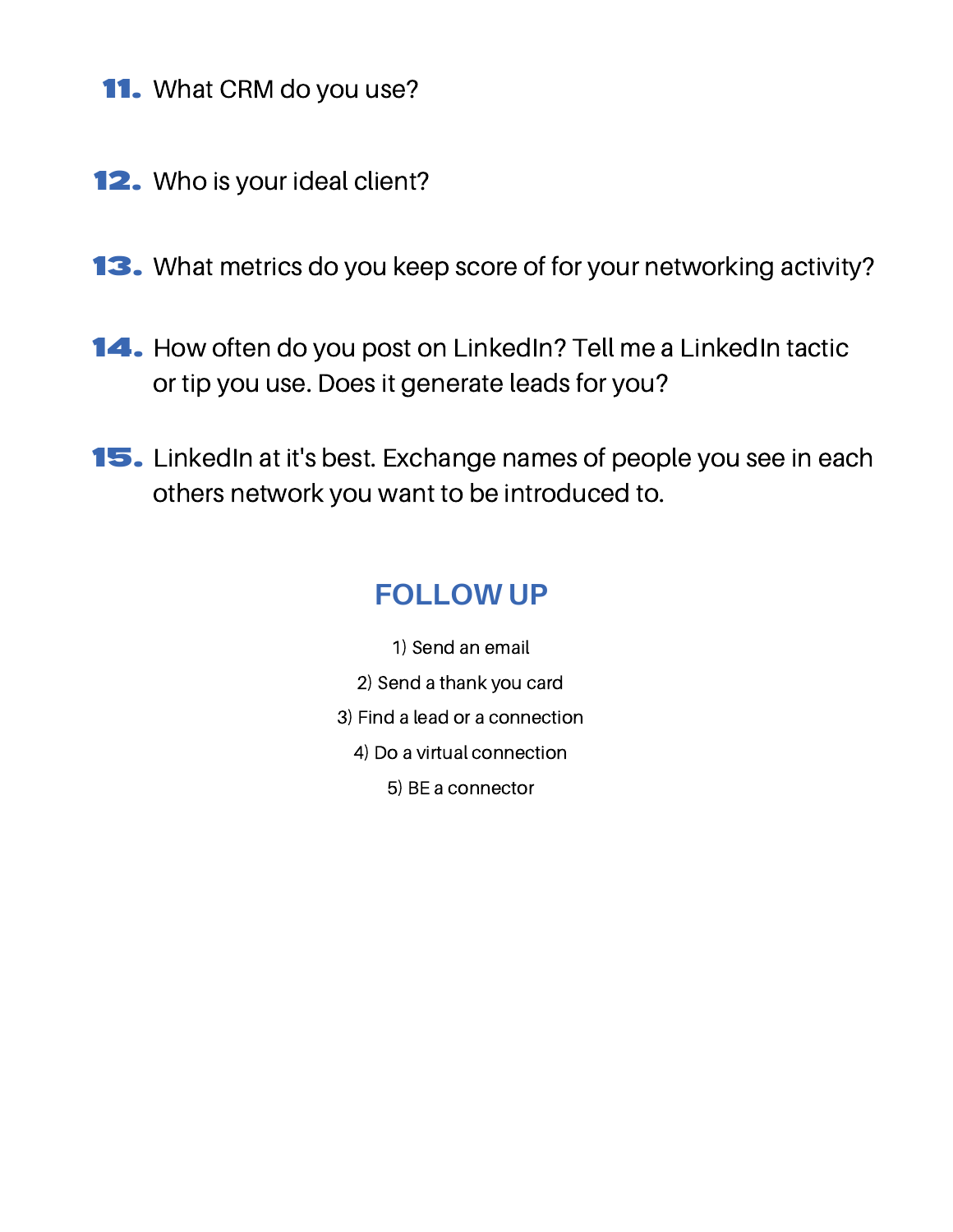11. What CRM do you use?

12. Who is your ideal client?

13. What metrics do you keep score of for your networking activity?

14. How often do you post on LinkedIn? Tell me a LinkedIn tactic or tip you use. Does it generate leads for you?

15. LinkedIn at it's best. Exchange names of people you see in each others network you want to be introduced to.

## FOLLOW UP

1) Send an email

2) Send a thank you card

3) Find a lead or a connection

4) Do a virtual connection

5) BE a connector